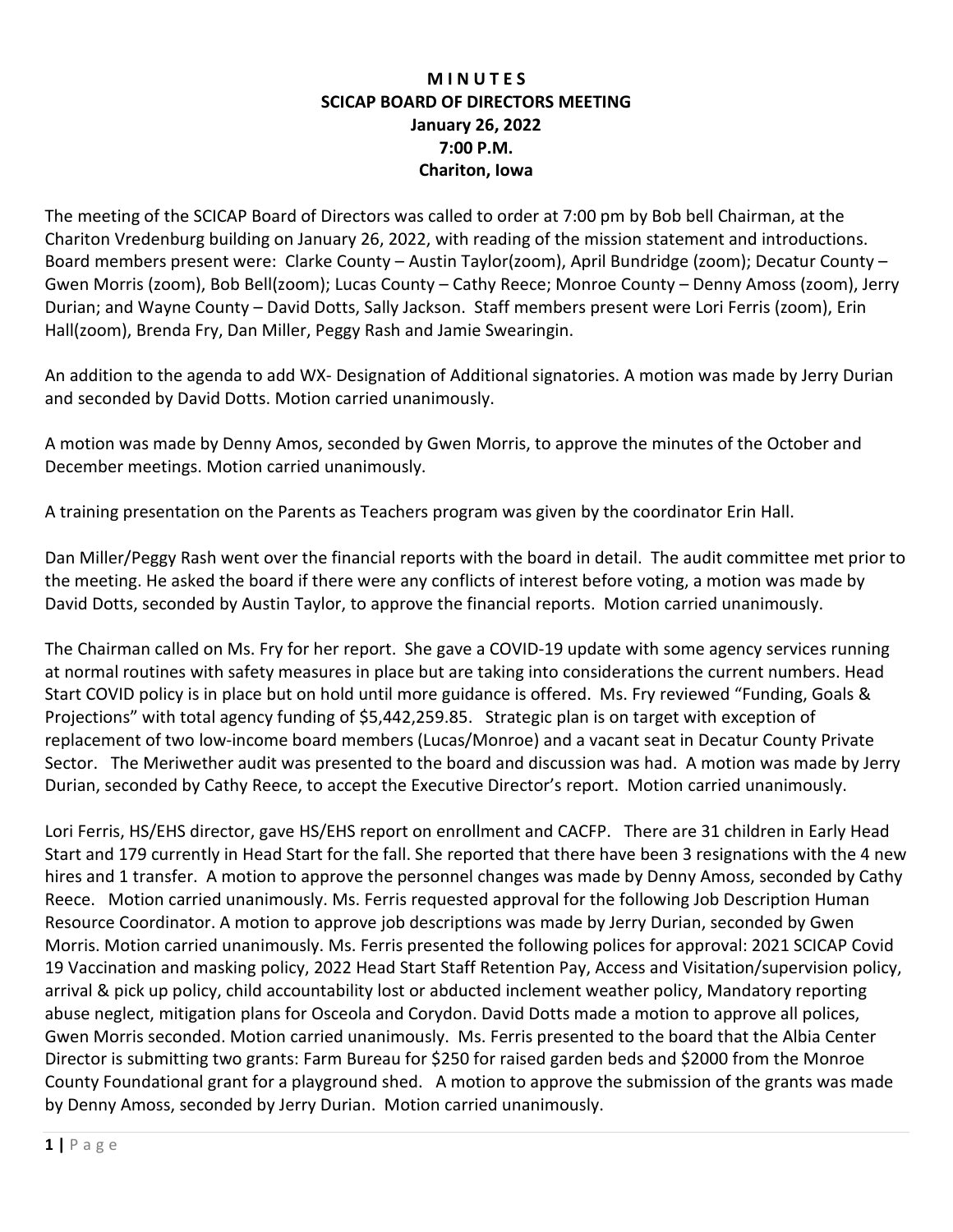**M I N U T E S**
**SCICAP BOARD OF DIRECTORS MEETING**
**January 26, 2022**
**7:00 P.M.**
**Chariton, Iowa**

The meeting of the SCICAP Board of Directors was called to order at 7:00 pm by Bob bell Chairman, at the Chariton Vredenburg building on January 26, 2022, with reading of the mission statement and introductions. Board members present were: Clarke County – Austin Taylor(zoom), April Bundridge (zoom); Decatur County – Gwen Morris (zoom), Bob Bell(zoom); Lucas County – Cathy Reece; Monroe County – Denny Amoss (zoom), Jerry Durian; and Wayne County – David Dotts, Sally Jackson. Staff members present were Lori Ferris (zoom), Erin Hall(zoom), Brenda Fry, Dan Miller, Peggy Rash and Jamie Swearingin.

An addition to the agenda to add WX- Designation of Additional signatories. A motion was made by Jerry Durian and seconded by David Dotts. Motion carried unanimously.

A motion was made by Denny Amos, seconded by Gwen Morris, to approve the minutes of the October and December meetings. Motion carried unanimously.

A training presentation on the Parents as Teachers program was given by the coordinator Erin Hall.

Dan Miller/Peggy Rash went over the financial reports with the board in detail. The audit committee met prior to the meeting. He asked the board if there were any conflicts of interest before voting, a motion was made by David Dotts, seconded by Austin Taylor, to approve the financial reports. Motion carried unanimously.

The Chairman called on Ms. Fry for her report. She gave a COVID-19 update with some agency services running at normal routines with safety measures in place but are taking into considerations the current numbers. Head Start COVID policy is in place but on hold until more guidance is offered. Ms. Fry reviewed "Funding, Goals & Projections" with total agency funding of $5,442,259.85. Strategic plan is on target with exception of replacement of two low-income board members (Lucas/Monroe) and a vacant seat in Decatur County Private Sector. The Meriwether audit was presented to the board and discussion was had. A motion was made by Jerry Durian, seconded by Cathy Reece, to accept the Executive Director's report. Motion carried unanimously.

Lori Ferris, HS/EHS director, gave HS/EHS report on enrollment and CACFP. There are 31 children in Early Head Start and 179 currently in Head Start for the fall. She reported that there have been 3 resignations with the 4 new hires and 1 transfer. A motion to approve the personnel changes was made by Denny Amoss, seconded by Cathy Reece. Motion carried unanimously. Ms. Ferris requested approval for the following Job Description Human Resource Coordinator. A motion to approve job descriptions was made by Jerry Durian, seconded by Gwen Morris. Motion carried unanimously. Ms. Ferris presented the following polices for approval: 2021 SCICAP Covid 19 Vaccination and masking policy, 2022 Head Start Staff Retention Pay, Access and Visitation/supervision policy, arrival & pick up policy, child accountability lost or abducted inclement weather policy, Mandatory reporting abuse neglect, mitigation plans for Osceola and Corydon. David Dotts made a motion to approve all polices, Gwen Morris seconded. Motion carried unanimously. Ms. Ferris presented to the board that the Albia Center Director is submitting two grants: Farm Bureau for $250 for raised garden beds and $2000 from the Monroe County Foundational grant for a playground shed. A motion to approve the submission of the grants was made by Denny Amoss, seconded by Jerry Durian. Motion carried unanimously.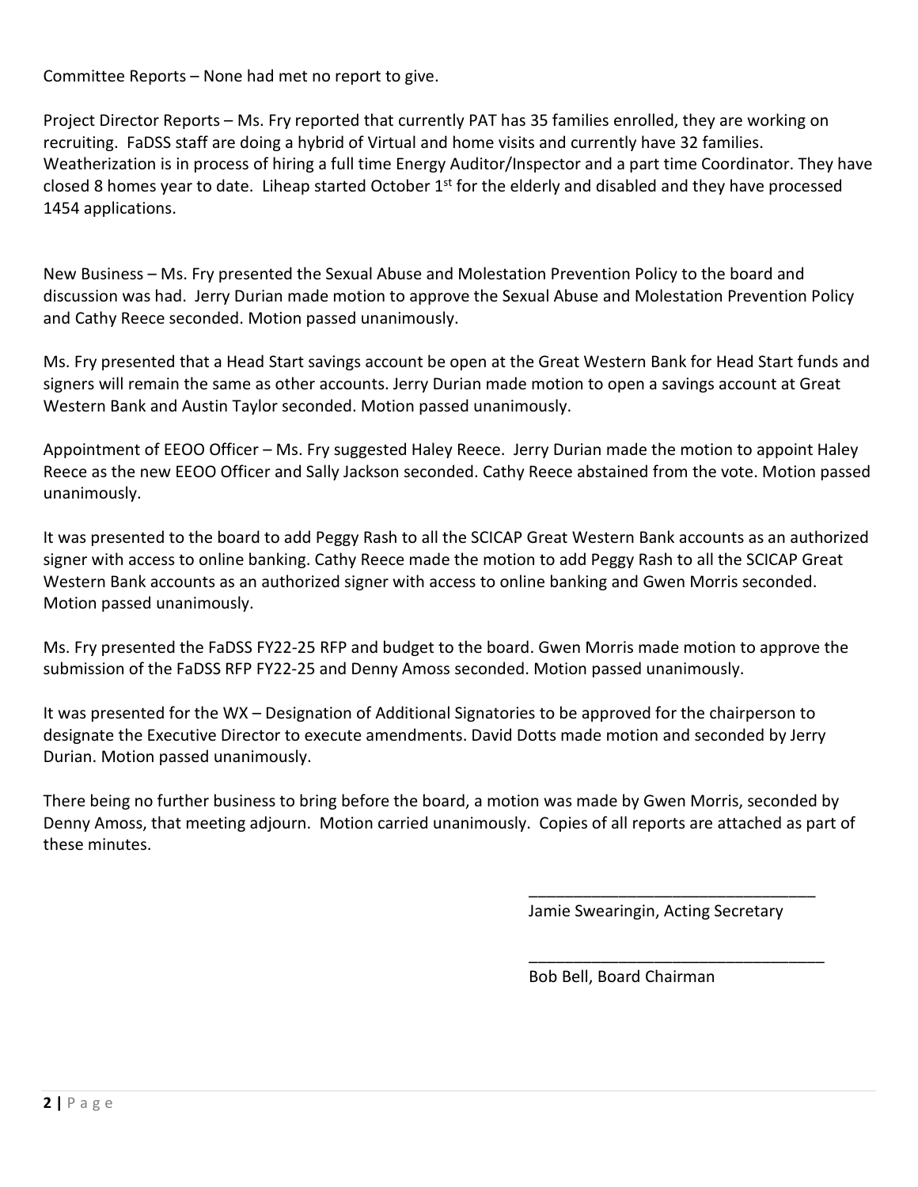Committee Reports – None had met no report to give.

Project Director Reports – Ms. Fry reported that currently PAT has 35 families enrolled, they are working on recruiting. FaDSS staff are doing a hybrid of Virtual and home visits and currently have 32 families. Weatherization is in process of hiring a full time Energy Auditor/Inspector and a part time Coordinator. They have closed 8 homes year to date. Liheap started October 1st for the elderly and disabled and they have processed 1454 applications.

New Business – Ms. Fry presented the Sexual Abuse and Molestation Prevention Policy to the board and discussion was had. Jerry Durian made motion to approve the Sexual Abuse and Molestation Prevention Policy and Cathy Reece seconded. Motion passed unanimously.

Ms. Fry presented that a Head Start savings account be open at the Great Western Bank for Head Start funds and signers will remain the same as other accounts. Jerry Durian made motion to open a savings account at Great Western Bank and Austin Taylor seconded. Motion passed unanimously.

Appointment of EEOO Officer – Ms. Fry suggested Haley Reece. Jerry Durian made the motion to appoint Haley Reece as the new EEOO Officer and Sally Jackson seconded. Cathy Reece abstained from the vote. Motion passed unanimously.

It was presented to the board to add Peggy Rash to all the SCICAP Great Western Bank accounts as an authorized signer with access to online banking. Cathy Reece made the motion to add Peggy Rash to all the SCICAP Great Western Bank accounts as an authorized signer with access to online banking and Gwen Morris seconded. Motion passed unanimously.

Ms. Fry presented the FaDSS FY22-25 RFP and budget to the board. Gwen Morris made motion to approve the submission of the FaDSS RFP FY22-25 and Denny Amoss seconded. Motion passed unanimously.

It was presented for the WX – Designation of Additional Signatories to be approved for the chairperson to designate the Executive Director to execute amendments. David Dotts made motion and seconded by Jerry Durian. Motion passed unanimously.

There being no further business to bring before the board, a motion was made by Gwen Morris, seconded by Denny Amoss, that meeting adjourn. Motion carried unanimously. Copies of all reports are attached as part of these minutes.

\_\_\_\_\_\_\_\_\_\_\_\_\_\_\_\_\_\_\_\_\_\_\_\_\_\_\_\_\_\_\_\_
Jamie Swearingin, Acting Secretary

\_\_\_\_\_\_\_\_\_\_\_\_\_\_\_\_\_\_\_\_\_\_\_\_\_\_\_\_\_\_\_\_
Bob Bell, Board Chairman